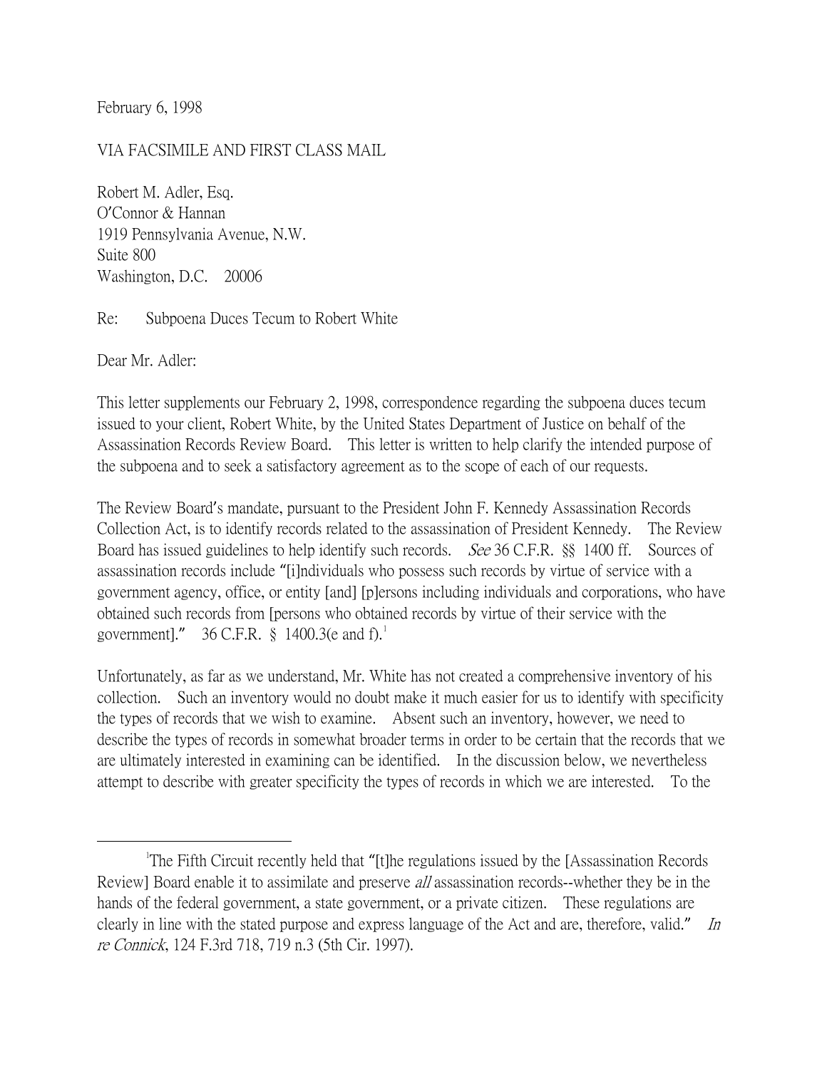February 6, 1998

VIA FACSIMILE AND FIRST CLASS MAIL

Robert M. Adler, Esq.
O'Connor & Hannan
1919 Pennsylvania Avenue, N.W.
Suite 800
Washington, D.C. 20006

Re: Subpoena Duces Tecum to Robert White

Dear Mr. Adler:

This letter supplements our February 2, 1998, correspondence regarding the subpoena duces tecum issued to your client, Robert White, by the United States Department of Justice on behalf of the Assassination Records Review Board. This letter is written to help clarify the intended purpose of the subpoena and to seek a satisfactory agreement as to the scope of each of our requests.

The Review Board's mandate, pursuant to the President John F. Kennedy Assassination Records Collection Act, is to identify records related to the assassination of President Kennedy. The Review Board has issued guidelines to help identify such records. *See* 36 C.F.R. §§ 1400 ff. Sources of assassination records include "[i]ndividuals who possess such records by virtue of service with a government agency, office, or entity [and] [p]ersons including individuals and corporations, who have obtained such records from [persons who obtained records by virtue of their service with the government]." 36 C.F.R. § 1400.3(e and f).[1]

Unfortunately, as far as we understand, Mr. White has not created a comprehensive inventory of his collection. Such an inventory would no doubt make it much easier for us to identify with specificity the types of records that we wish to examine. Absent such an inventory, however, we need to describe the types of records in somewhat broader terms in order to be certain that the records that we are ultimately interested in examining can be identified. In the discussion below, we nevertheless attempt to describe with greater specificity the types of records in which we are interested. To the

---

[1] The Fifth Circuit recently held that "[t]he regulations issued by the [Assassination Records Review] Board enable it to assimilate and preserve *all* assassination records--whether they be in the hands of the federal government, a state government, or a private citizen. These regulations are clearly in line with the stated purpose and express language of the Act and are, therefore, valid." *In re Connick*, 124 F.3rd 718, 719 n.3 (5th Cir. 1997).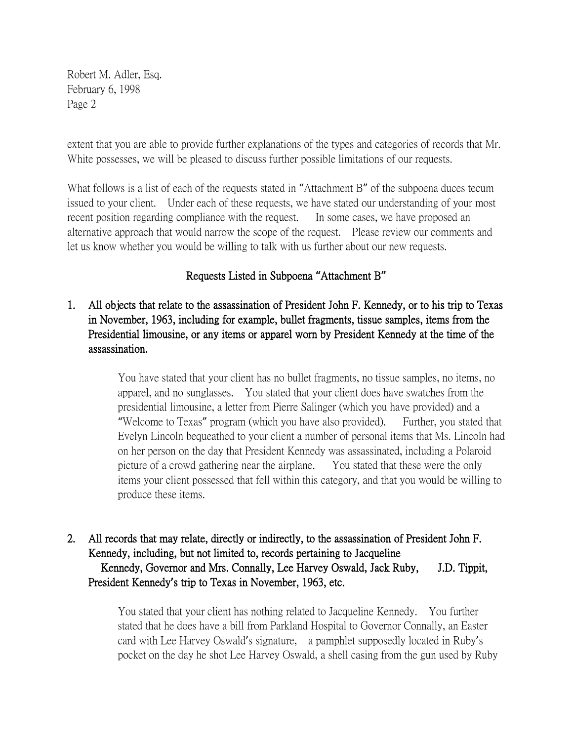extent that you are able to provide further explanations of the types and categories of records that Mr. White possesses, we will be pleased to discuss further possible limitations of our requests.

What follows is a list of each of the requests stated in "Attachment B" of the subpoena duces tecum issued to your client. Under each of these requests, we have stated our understanding of your most recent position regarding compliance with the request. In some cases, we have proposed an alternative approach that would narrow the scope of the request. Please review our comments and let us know whether you would be willing to talk with us further about our new requests.

## Requests Listed in Subpoena "Attachment B"

**1. All objects that relate to the assassination of President John F. Kennedy, or to his trip to Texas in November, 1963, including for example, bullet fragments, tissue samples, items from the Presidential limousine, or any items or apparel worn by President Kennedy at the time of the assassination.**

> You have stated that your client has no bullet fragments, no tissue samples, no items, no apparel, and no sunglasses. You stated that your client does have swatches from the presidential limousine, a letter from Pierre Salinger (which you have provided) and a "Welcome to Texas" program (which you have also provided). Further, you stated that Evelyn Lincoln bequeathed to your client a number of personal items that Ms. Lincoln had on her person on the day that President Kennedy was assassinated, including a Polaroid picture of a crowd gathering near the airplane. You stated that these were the only items your client possessed that fell within this category, and that you would be willing to produce these items.

**2. All records that may relate, directly or indirectly, to the assassination of President John F. Kennedy, including, but not limited to, records pertaining to Jacqueline Kennedy, Governor and Mrs. Connally, Lee Harvey Oswald, Jack Ruby, J.D. Tippit, President Kennedy's trip to Texas in November, 1963, etc.**

> You stated that your client has nothing related to Jacqueline Kennedy. You further stated that he does have a bill from Parkland Hospital to Governor Connally, an Easter card with Lee Harvey Oswald's signature, a pamphlet supposedly located in Ruby's pocket on the day he shot Lee Harvey Oswald, a shell casing from the gun used by Ruby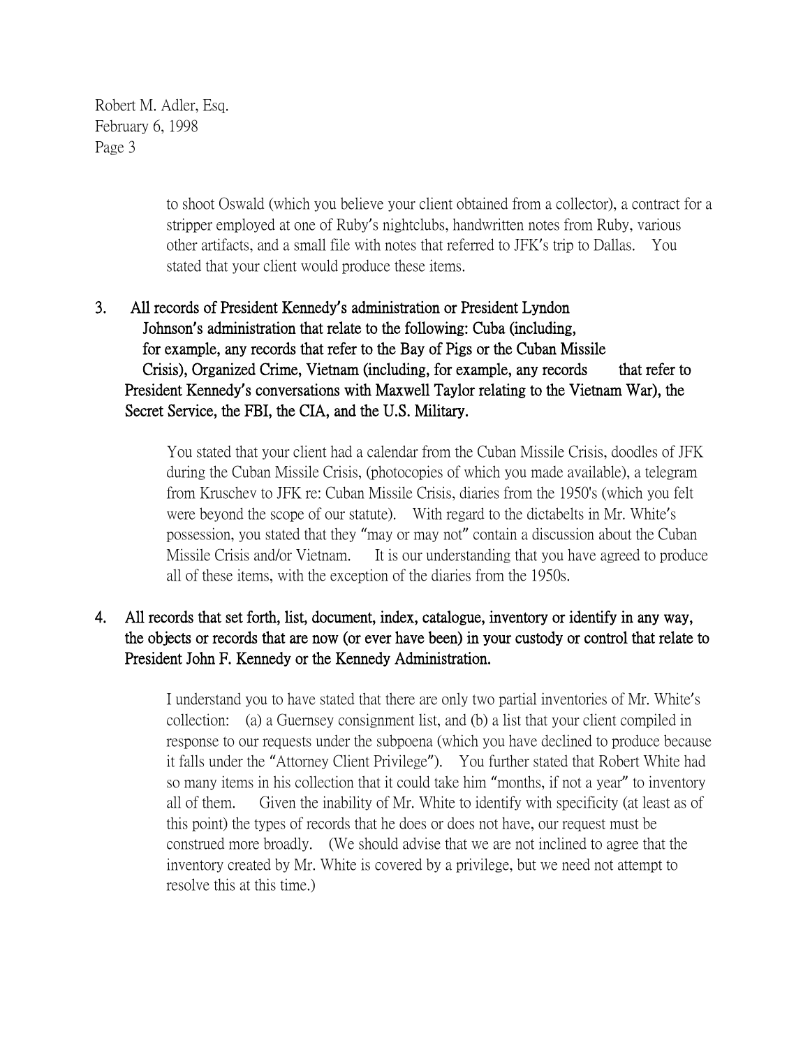to shoot Oswald (which you believe your client obtained from a collector), a contract for a stripper employed at one of Ruby's nightclubs, handwritten notes from Ruby, various other artifacts, and a small file with notes that referred to JFK's trip to Dallas. You stated that your client would produce these items.

3. **All records of President Kennedy's administration or President Lyndon Johnson's administration that relate to the following: Cuba (including, for example, any records that refer to the Bay of Pigs or the Cuban Missile Crisis), Organized Crime, Vietnam (including, for example, any records that refer to President Kennedy's conversations with Maxwell Taylor relating to the Vietnam War), the Secret Service, the FBI, the CIA, and the U.S. Military.**

   You stated that your client had a calendar from the Cuban Missile Crisis, doodles of JFK during the Cuban Missile Crisis, (photocopies of which you made available), a telegram from Kruschev to JFK re: Cuban Missile Crisis, diaries from the 1950's (which you felt were beyond the scope of our statute). With regard to the dictabelts in Mr. White's possession, you stated that they "may or may not" contain a discussion about the Cuban Missile Crisis and/or Vietnam. It is our understanding that you have agreed to produce all of these items, with the exception of the diaries from the 1950s.

4. **All records that set forth, list, document, index, catalogue, inventory or identify in any way, the objects or records that are now (or ever have been) in your custody or control that relate to President John F. Kennedy or the Kennedy Administration.**

   I understand you to have stated that there are only two partial inventories of Mr. White's collection: (a) a Guernsey consignment list, and (b) a list that your client compiled in response to our requests under the subpoena (which you have declined to produce because it falls under the "Attorney Client Privilege"). You further stated that Robert White had so many items in his collection that it could take him "months, if not a year" to inventory all of them. Given the inability of Mr. White to identify with specificity (at least as of this point) the types of records that he does or does not have, our request must be construed more broadly. (We should advise that we are not inclined to agree that the inventory created by Mr. White is covered by a privilege, but we need not attempt to resolve this at this time.)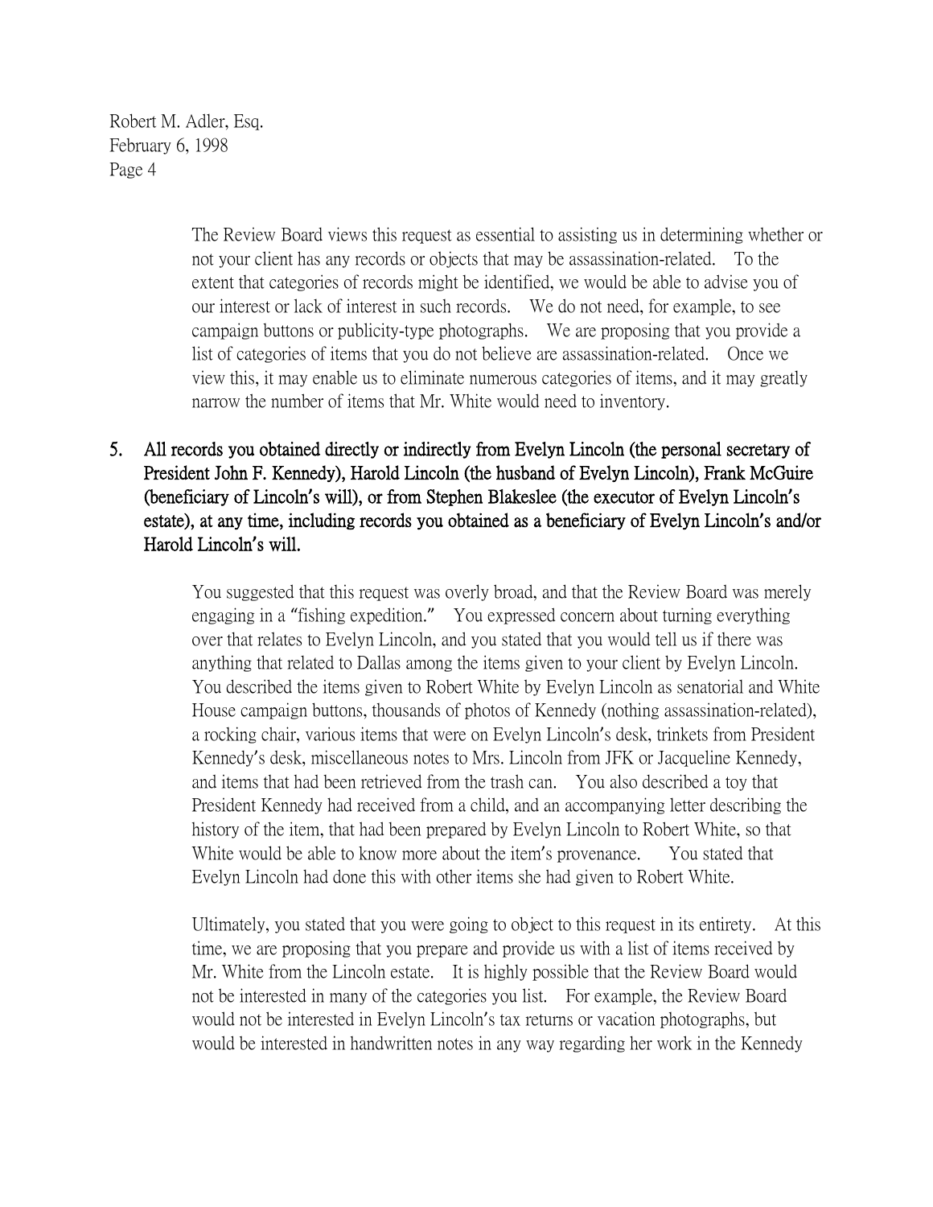The Review Board views this request as essential to assisting us in determining whether or not your client has any records or objects that may be assassination-related. To the extent that categories of records might be identified, we would be able to advise you of our interest or lack of interest in such records. We do not need, for example, to see campaign buttons or publicity-type photographs. We are proposing that you provide a list of categories of items that you do not believe are assassination-related. Once we view this, it may enable us to eliminate numerous categories of items, and it may greatly narrow the number of items that Mr. White would need to inventory.

5. **All records you obtained directly or indirectly from Evelyn Lincoln (the personal secretary of President John F. Kennedy), Harold Lincoln (the husband of Evelyn Lincoln), Frank McGuire (beneficiary of Lincoln's will), or from Stephen Blakeslee (the executor of Evelyn Lincoln's estate), at any time, including records you obtained as a beneficiary of Evelyn Lincoln's and/or Harold Lincoln's will.**

   You suggested that this request was overly broad, and that the Review Board was merely engaging in a "fishing expedition." You expressed concern about turning everything over that relates to Evelyn Lincoln, and you stated that you would tell us if there was anything that related to Dallas among the items given to your client by Evelyn Lincoln. You described the items given to Robert White by Evelyn Lincoln as senatorial and White House campaign buttons, thousands of photos of Kennedy (nothing assassination-related), a rocking chair, various items that were on Evelyn Lincoln's desk, trinkets from President Kennedy's desk, miscellaneous notes to Mrs. Lincoln from JFK or Jacqueline Kennedy, and items that had been retrieved from the trash can. You also described a toy that President Kennedy had received from a child, and an accompanying letter describing the history of the item, that had been prepared by Evelyn Lincoln to Robert White, so that White would be able to know more about the item's provenance. You stated that Evelyn Lincoln had done this with other items she had given to Robert White.

   Ultimately, you stated that you were going to object to this request in its entirety. At this time, we are proposing that you prepare and provide us with a list of items received by Mr. White from the Lincoln estate. It is highly possible that the Review Board would not be interested in many of the categories you list. For example, the Review Board would not be interested in Evelyn Lincoln's tax returns or vacation photographs, but would be interested in handwritten notes in any way regarding her work in the Kennedy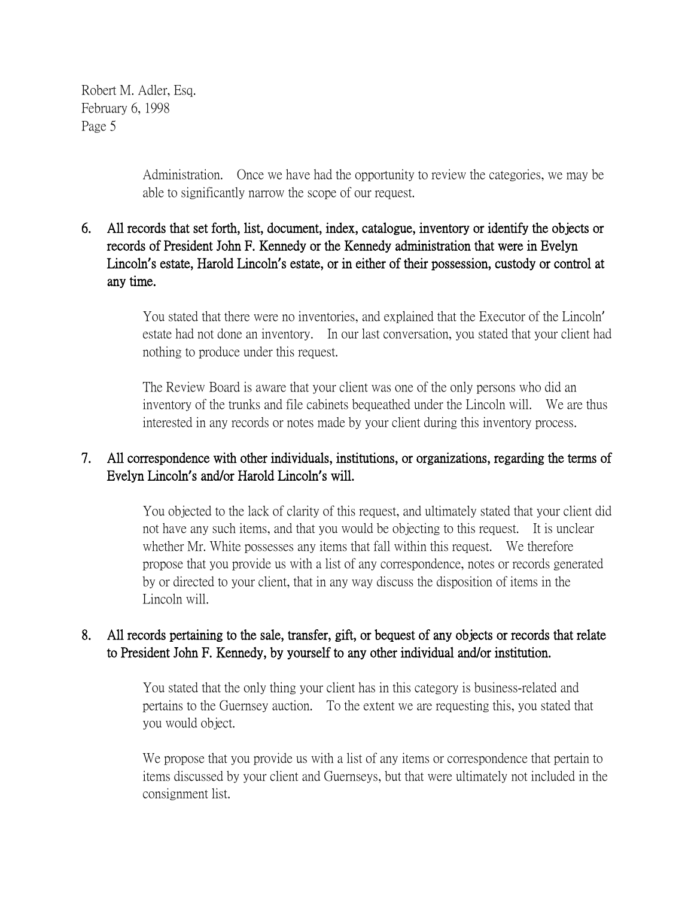Administration. Once we have had the opportunity to review the categories, we may be able to significantly narrow the scope of our request.

6. **All records that set forth, list, document, index, catalogue, inventory or identify the objects or records of President John F. Kennedy or the Kennedy administration that were in Evelyn Lincoln's estate, Harold Lincoln's estate, or in either of their possession, custody or control at any time.**

   You stated that there were no inventories, and explained that the Executor of the Lincoln' estate had not done an inventory. In our last conversation, you stated that your client had nothing to produce under this request.

   The Review Board is aware that your client was one of the only persons who did an inventory of the trunks and file cabinets bequeathed under the Lincoln will. We are thus interested in any records or notes made by your client during this inventory process.

7. **All correspondence with other individuals, institutions, or organizations, regarding the terms of Evelyn Lincoln's and/or Harold Lincoln's will.**

   You objected to the lack of clarity of this request, and ultimately stated that your client did not have any such items, and that you would be objecting to this request. It is unclear whether Mr. White possesses any items that fall within this request. We therefore propose that you provide us with a list of any correspondence, notes or records generated by or directed to your client, that in any way discuss the disposition of items in the Lincoln will.

8. **All records pertaining to the sale, transfer, gift, or bequest of any objects or records that relate to President John F. Kennedy, by yourself to any other individual and/or institution.**

   You stated that the only thing your client has in this category is business-related and pertains to the Guernsey auction. To the extent we are requesting this, you stated that you would object.

   We propose that you provide us with a list of any items or correspondence that pertain to items discussed by your client and Guernseys, but that were ultimately not included in the consignment list.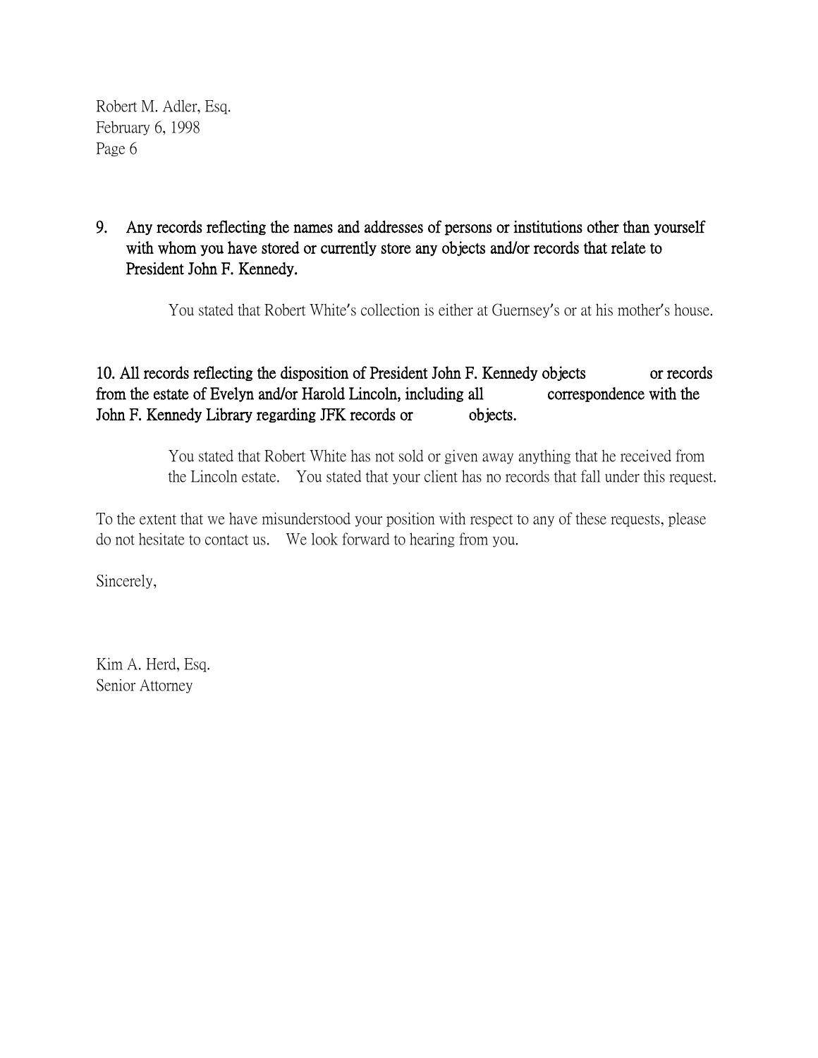**9. Any records reflecting the names and addresses of persons or institutions other than yourself with whom you have stored or currently store any objects and/or records that relate to President John F. Kennedy.**

You stated that Robert White's collection is either at Guernsey's or at his mother's house.

**10. All records reflecting the disposition of President John F. Kennedy objects or records from the estate of Evelyn and/or Harold Lincoln, including all correspondence with the John F. Kennedy Library regarding JFK records or objects.**

You stated that Robert White has not sold or given away anything that he received from the Lincoln estate. You stated that your client has no records that fall under this request.

To the extent that we have misunderstood your position with respect to any of these requests, please do not hesitate to contact us. We look forward to hearing from you.

Sincerely,

Kim A. Herd, Esq.
Senior Attorney